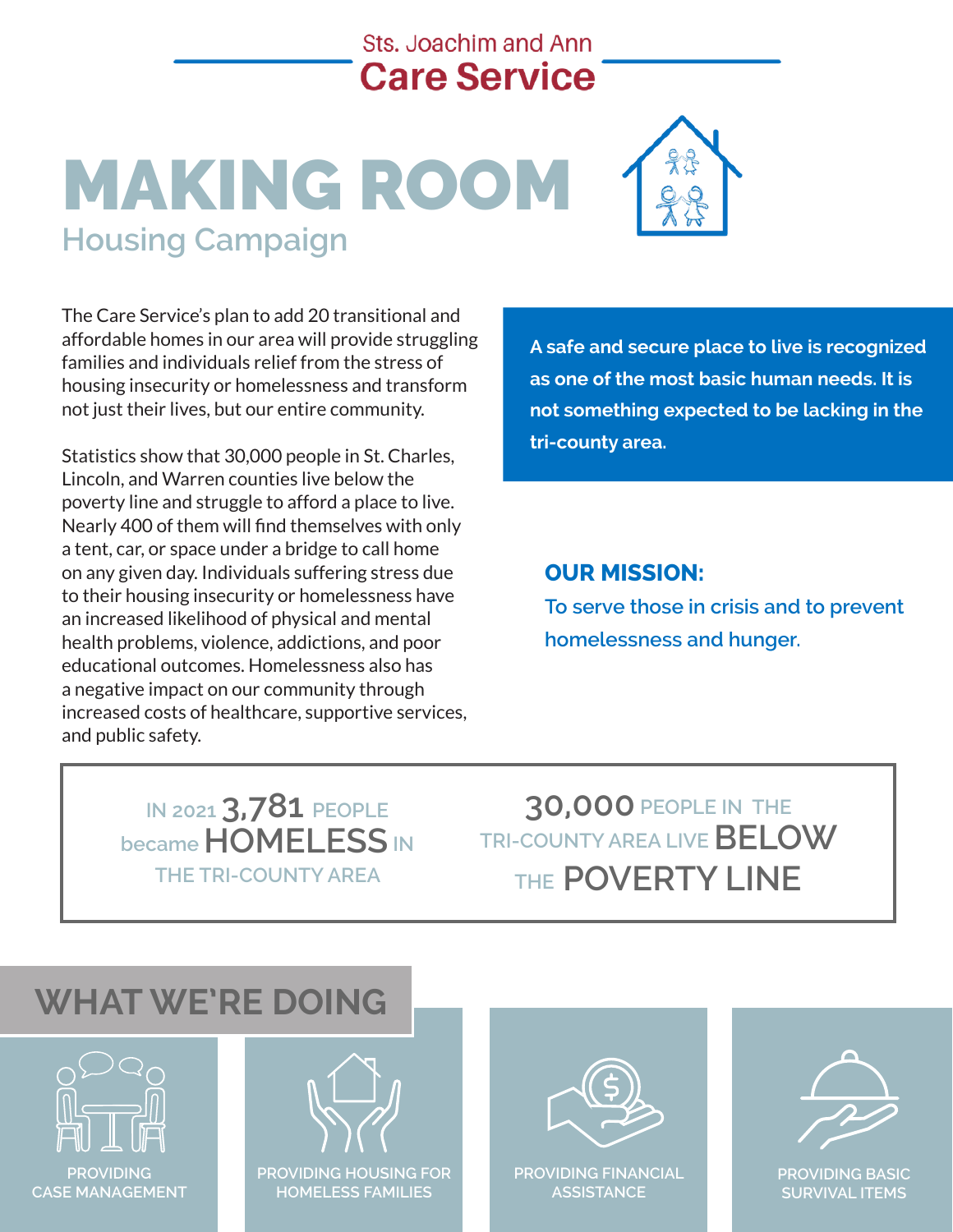Sts. Joachim and Ann
**Care Service**

# MAKING ROOM

## Housing Campaign

The Care Service's plan to add 20 transitional and affordable homes in our area will provide struggling families and individuals relief from the stress of housing insecurity or homelessness and transform not just their lives, but our entire community.

Statistics show that 30,000 people in St. Charles, Lincoln, and Warren counties live below the poverty line and struggle to afford a place to live. Nearly 400 of them will find themselves with only a tent, car, or space under a bridge to call home on any given day. Individuals suffering stress due to their housing insecurity or homelessness have an increased likelihood of physical and mental health problems, violence, addictions, and poor educational outcomes. Homelessness also has a negative impact on our community through increased costs of healthcare, supportive services, and public safety.

**A safe and secure place to live is recognized as one of the most basic human needs. It is not something expected to be lacking in the tri-county area.**

**OUR MISSION:**
To serve those in crisis and to prevent homelessness and hunger.

IN 2021 **3,781** PEOPLE became **HOMELESS** IN THE TRI-COUNTY AREA

**30,000** PEOPLE IN THE TRI-COUNTY AREA LIVE **BELOW** THE **POVERTY LINE**

## WHAT WE'RE DOING

- PROVIDING CASE MANAGEMENT
- PROVIDING HOUSING FOR HOMELESS FAMILIES
- PROVIDING FINANCIAL ASSISTANCE
- PROVIDING BASIC SURVIVAL ITEMS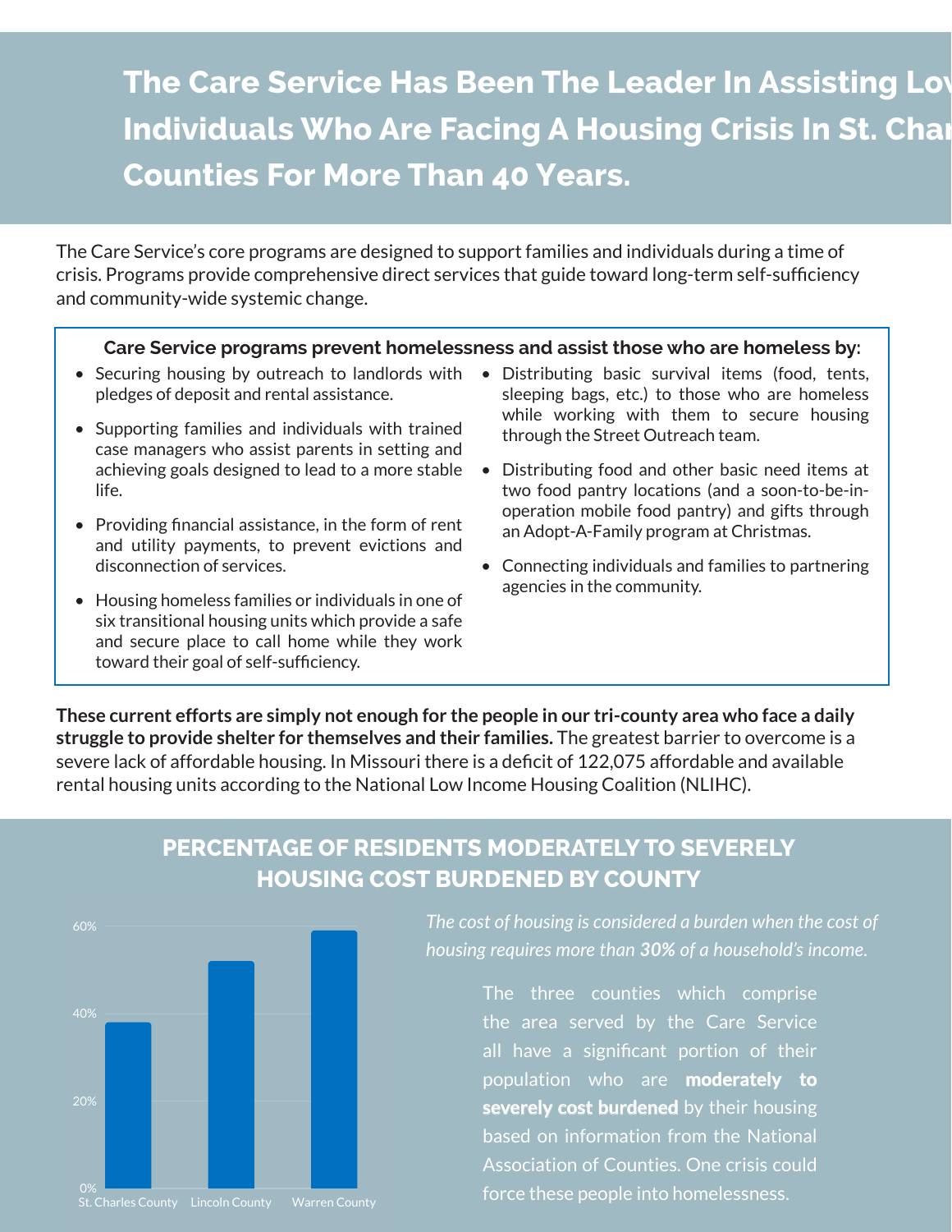# The Care Service Has Been The Leader In Assisting Lov Individuals Who Are Facing A Housing Crisis In St. Char Counties For More Than 40 Years.

The Care Service's core programs are designed to support families and individuals during a time of crisis. Programs provide comprehensive direct services that guide toward long-term self-sufficiency and community-wide systemic change.

**Care Service programs prevent homelessness and assist those who are homeless by:**

- Securing housing by outreach to landlords with pledges of deposit and rental assistance.
- Supporting families and individuals with trained case managers who assist parents in setting and achieving goals designed to lead to a more stable life.
- Providing financial assistance, in the form of rent and utility payments, to prevent evictions and disconnection of services.
- Housing homeless families or individuals in one of six transitional housing units which provide a safe and secure place to call home while they work toward their goal of self-sufficiency.
- Distributing basic survival items (food, tents, sleeping bags, etc.) to those who are homeless while working with them to secure housing through the Street Outreach team.
- Distributing food and other basic need items at two food pantry locations (and a soon-to-be-in-operation mobile food pantry) and gifts through an Adopt-A-Family program at Christmas.
- Connecting individuals and families to partnering agencies in the community.

**These current efforts are simply not enough for the people in our tri-county area who face a daily struggle to provide shelter for themselves and their families.** The greatest barrier to overcome is a severe lack of affordable housing. In Missouri there is a deficit of 122,075 affordable and available rental housing units according to the National Low Income Housing Coalition (NLIHC).

## PERCENTAGE OF RESIDENTS MODERATELY TO SEVERELY HOUSING COST BURDENED BY COUNTY

| County | Percentage (approx.) |
|---|---|
| St. Charles County | ~38% |
| Lincoln County | ~52% |
| Warren County | ~59% |

*The cost of housing is considered a burden when the cost of housing requires more than **30%** of a household's income.*

The three counties which comprise the area served by the Care Service all have a significant portion of their population who are **moderately to severely cost burdened** by their housing based on information from the National Association of Counties. One crisis could force these people into homelessness.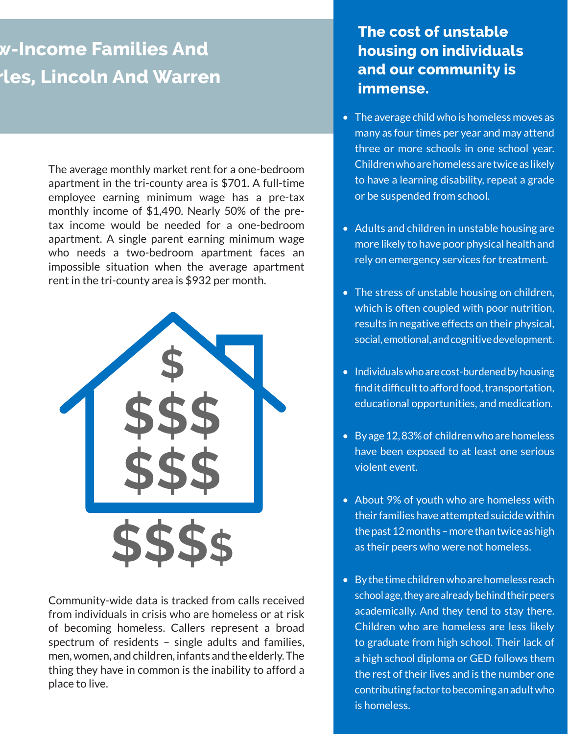## w-Income Families And rles, Lincoln And Warren

The average monthly market rent for a one-bedroom apartment in the tri-county area is $701. A full-time employee earning minimum wage has a pre-tax monthly income of $1,490. Nearly 50% of the pre-tax income would be needed for a one-bedroom apartment. A single parent earning minimum wage who needs a two-bedroom apartment faces an impossible situation when the average apartment rent in the tri-county area is $932 per month.

Community-wide data is tracked from calls received from individuals in crisis who are homeless or at risk of becoming homeless. Callers represent a broad spectrum of residents – single adults and families, men, women, and children, infants and the elderly. The thing they have in common is the inability to afford a place to live.

## The cost of unstable housing on individuals and our community is immense.

- The average child who is homeless moves as many as four times per year and may attend three or more schools in one school year. Children who are homeless are twice as likely to have a learning disability, repeat a grade or be suspended from school.
- Adults and children in unstable housing are more likely to have poor physical health and rely on emergency services for treatment.
- The stress of unstable housing on children, which is often coupled with poor nutrition, results in negative effects on their physical, social, emotional, and cognitive development.
- Individuals who are cost-burdened by housing find it difficult to afford food, transportation, educational opportunities, and medication.
- By age 12, 83% of children who are homeless have been exposed to at least one serious violent event.
- About 9% of youth who are homeless with their families have attempted suicide within the past 12 months – more than twice as high as their peers who were not homeless.
- By the time children who are homeless reach school age, they are already behind their peers academically. And they tend to stay there. Children who are homeless are less likely to graduate from high school. Their lack of a high school diploma or GED follows them the rest of their lives and is the number one contributing factor to becoming an adult who is homeless.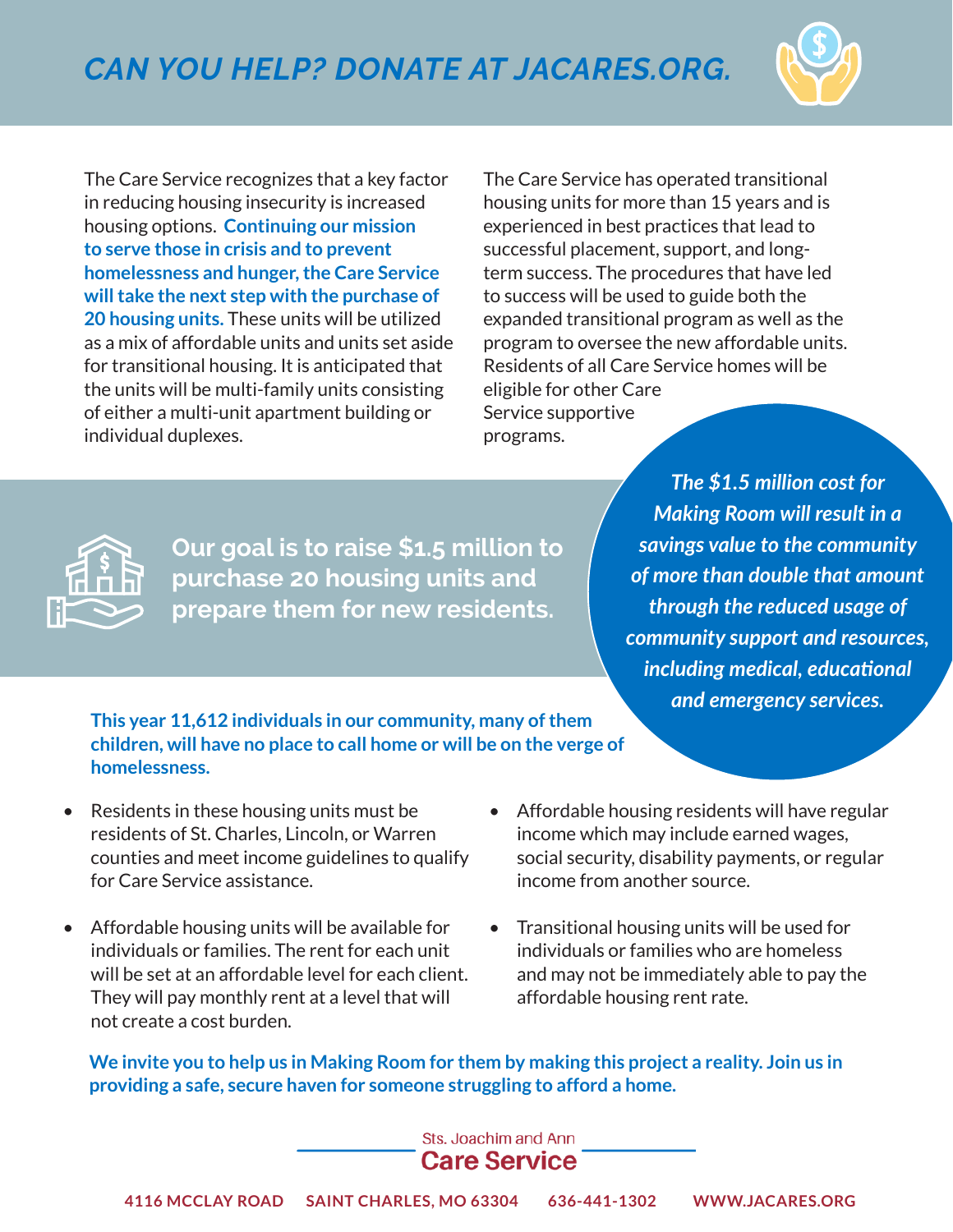## *CAN YOU HELP? DONATE AT JACARES.ORG.*

The Care Service recognizes that a key factor in reducing housing insecurity is increased housing options. **Continuing our mission to serve those in crisis and to prevent homelessness and hunger, the Care Service will take the next step with the purchase of 20 housing units.** These units will be utilized as a mix of affordable units and units set aside for transitional housing. It is anticipated that the units will be multi-family units consisting of either a multi-unit apartment building or individual duplexes.

The Care Service has operated transitional housing units for more than 15 years and is experienced in best practices that lead to successful placement, support, and long-term success. The procedures that have led to success will be used to guide both the expanded transitional program as well as the program to oversee the new affordable units. Residents of all Care Service homes will be eligible for other Care Service supportive programs.

**Our goal is to raise $1.5 million to purchase 20 housing units and prepare them for new residents.**

***The $1.5 million cost for Making Room will result in a savings value to the community of more than double that amount through the reduced usage of community support and resources, including medical, educational and emergency services.***

**This year 11,612 individuals in our community, many of them children, will have no place to call home or will be on the verge of homelessness.**

- Residents in these housing units must be residents of St. Charles, Lincoln, or Warren counties and meet income guidelines to qualify for Care Service assistance.
- Affordable housing units will be available for individuals or families. The rent for each unit will be set at an affordable level for each client. They will pay monthly rent at a level that will not create a cost burden.
- Affordable housing residents will have regular income which may include earned wages, social security, disability payments, or regular income from another source.
- Transitional housing units will be used for individuals or families who are homeless and may not be immediately able to pay the affordable housing rent rate.

**We invite you to help us in Making Room for them by making this project a reality. Join us in providing a safe, secure haven for someone struggling to afford a home.**

Sts. Joachim and Ann
**Care Service**

4116 MCCLAY ROAD SAINT CHARLES, MO 63304 636-441-1302 WWW.JACARES.ORG